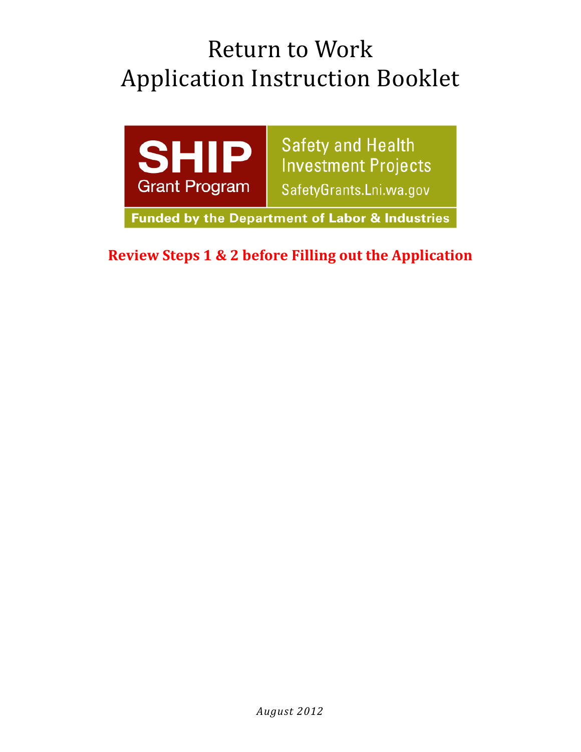# Return to Work
# Application Instruction Booklet

**SHIP**
Grant Program

Safety and Health
Investment Projects
SafetyGrants.Lni.wa.gov

**Funded by the Department of Labor & Industries**

**Review Steps 1 & 2 before Filling out the Application**

*August 2012*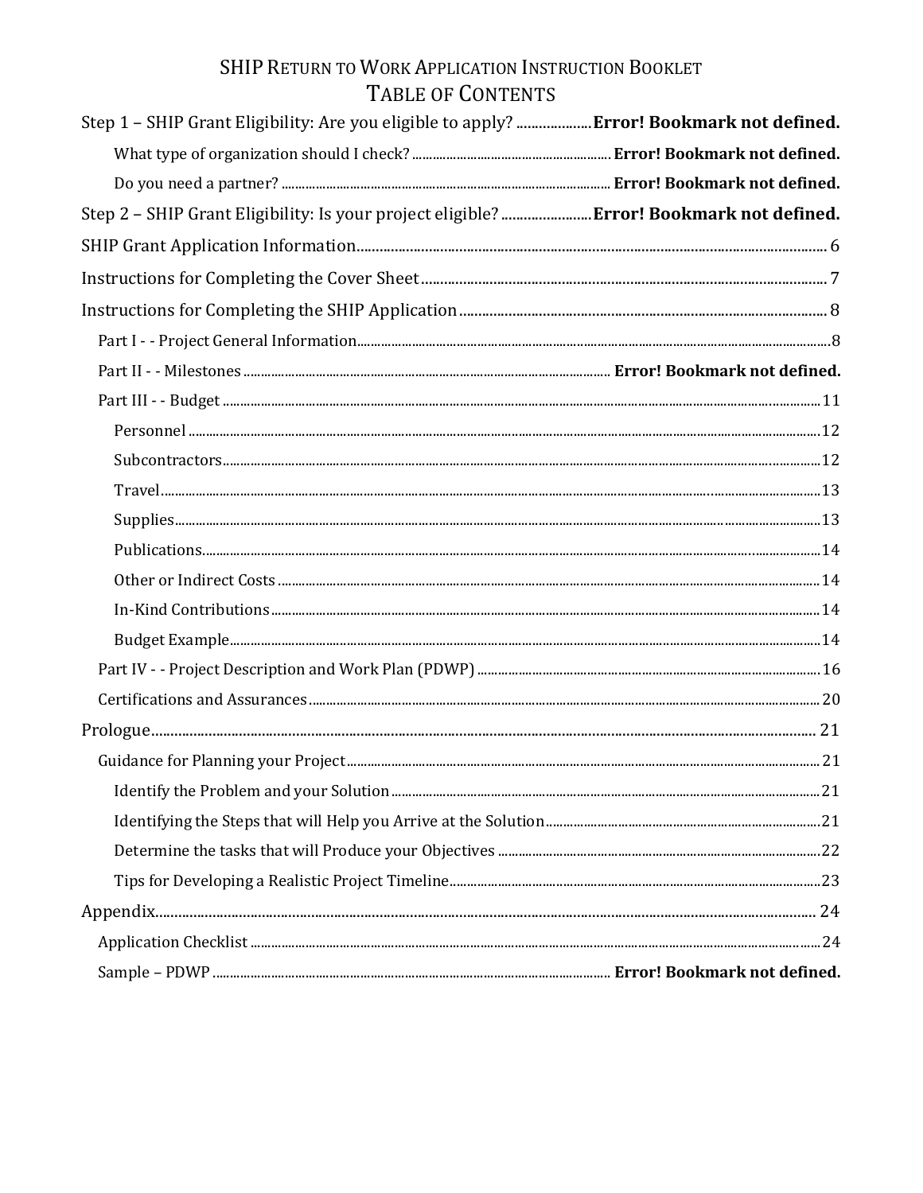# SHIP Return to Work Application Instruction Booklet

## Table of Contents

Step 1 – SHIP Grant Eligibility: Are you eligible to apply? .................... **Error! Bookmark not defined.**

- What type of organization should I check? .................... **Error! Bookmark not defined.**
- Do you need a partner? .................... **Error! Bookmark not defined.**

Step 2 – SHIP Grant Eligibility: Is your project eligible? .................... **Error! Bookmark not defined.**

SHIP Grant Application Information .................... 6

Instructions for Completing the Cover Sheet .................... 7

Instructions for Completing the SHIP Application .................... 8

- Part I - - Project General Information .................... 8
- Part II - - Milestones .................... **Error! Bookmark not defined.**
- Part III - - Budget .................... 11
  - Personnel .................... 12
  - Subcontractors .................... 12
  - Travel .................... 13
  - Supplies .................... 13
  - Publications .................... 14
  - Other or Indirect Costs .................... 14
  - In-Kind Contributions .................... 14
  - Budget Example .................... 14
- Part IV - - Project Description and Work Plan (PDWP) .................... 16
- Certifications and Assurances .................... 20

Prologue .................... 21

- Guidance for Planning your Project .................... 21
  - Identify the Problem and your Solution .................... 21
  - Identifying the Steps that will Help you Arrive at the Solution .................... 21
  - Determine the tasks that will Produce your Objectives .................... 22
  - Tips for Developing a Realistic Project Timeline .................... 23

Appendix .................... 24

- Application Checklist .................... 24
- Sample – PDWP .................... **Error! Bookmark not defined.**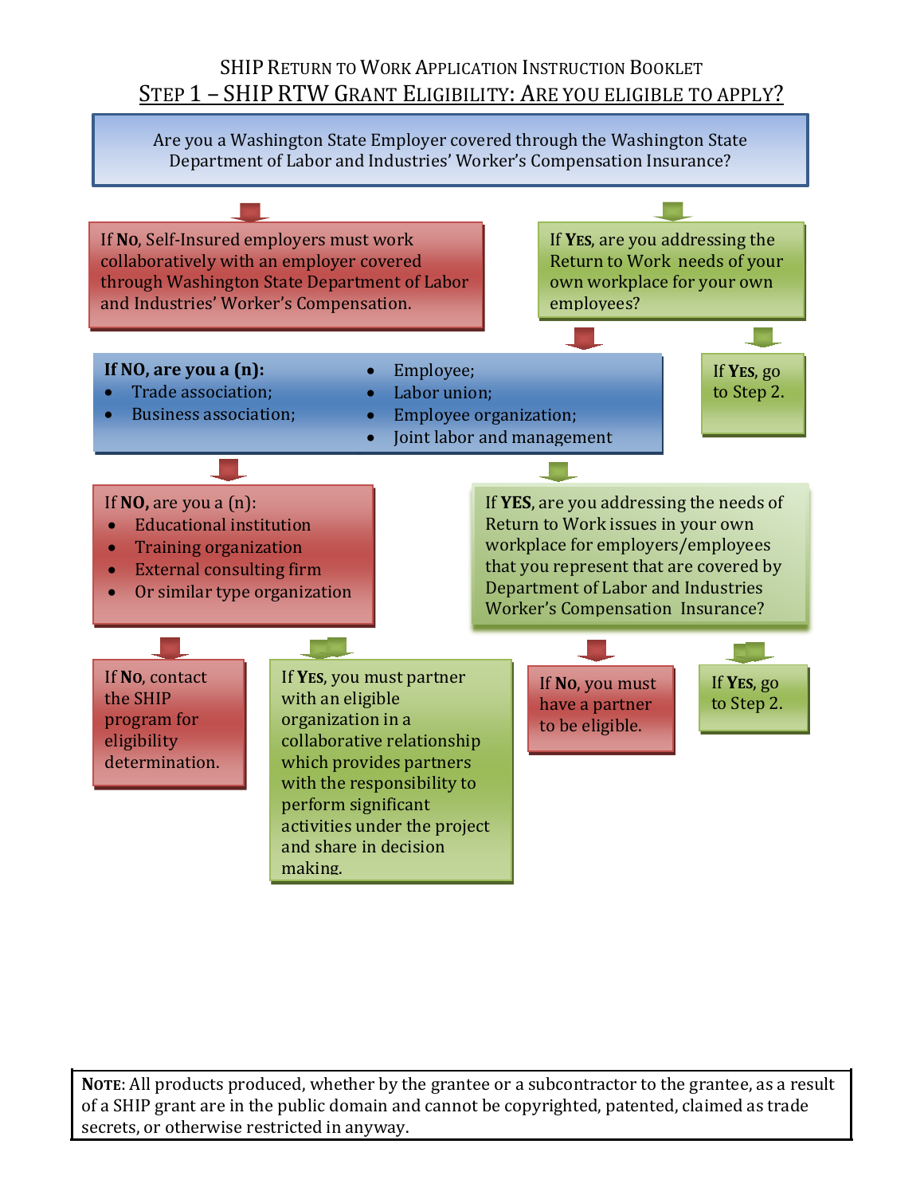SHIP Return to Work Application Instruction Booklet

## Step 1 – SHIP RTW Grant Eligibility: Are you eligible to apply?

Are you a Washington State Employer covered through the Washington State Department of Labor and Industries' Worker's Compensation Insurance?

If **No**, Self-Insured employers must work collaboratively with an employer covered through Washington State Department of Labor and Industries' Worker's Compensation.

If **Yes**, are you addressing the Return to Work needs of your own workplace for your own employees?

If **Yes**, go to Step 2.

**If NO, are you a (n):**

- Trade association;
- Business association;
- Employee;
- Labor union;
- Employee organization;
- Joint labor and management

If **NO,** are you a (n):

- Educational institution
- Training organization
- External consulting firm
- Or similar type organization

If **No**, contact the SHIP program for eligibility determination.

If **Yes**, you must partner with an eligible organization in a collaborative relationship which provides partners with the responsibility to perform significant activities under the project and share in decision making.

If **YES**, are you addressing the needs of Return to Work issues in your own workplace for employers/employees that you represent that are covered by Department of Labor and Industries Worker's Compensation Insurance?

If **No**, you must have a partner to be eligible.

If **Yes**, go to Step 2.

**Note**: All products produced, whether by the grantee or a subcontractor to the grantee, as a result of a SHIP grant are in the public domain and cannot be copyrighted, patented, claimed as trade secrets, or otherwise restricted in anyway.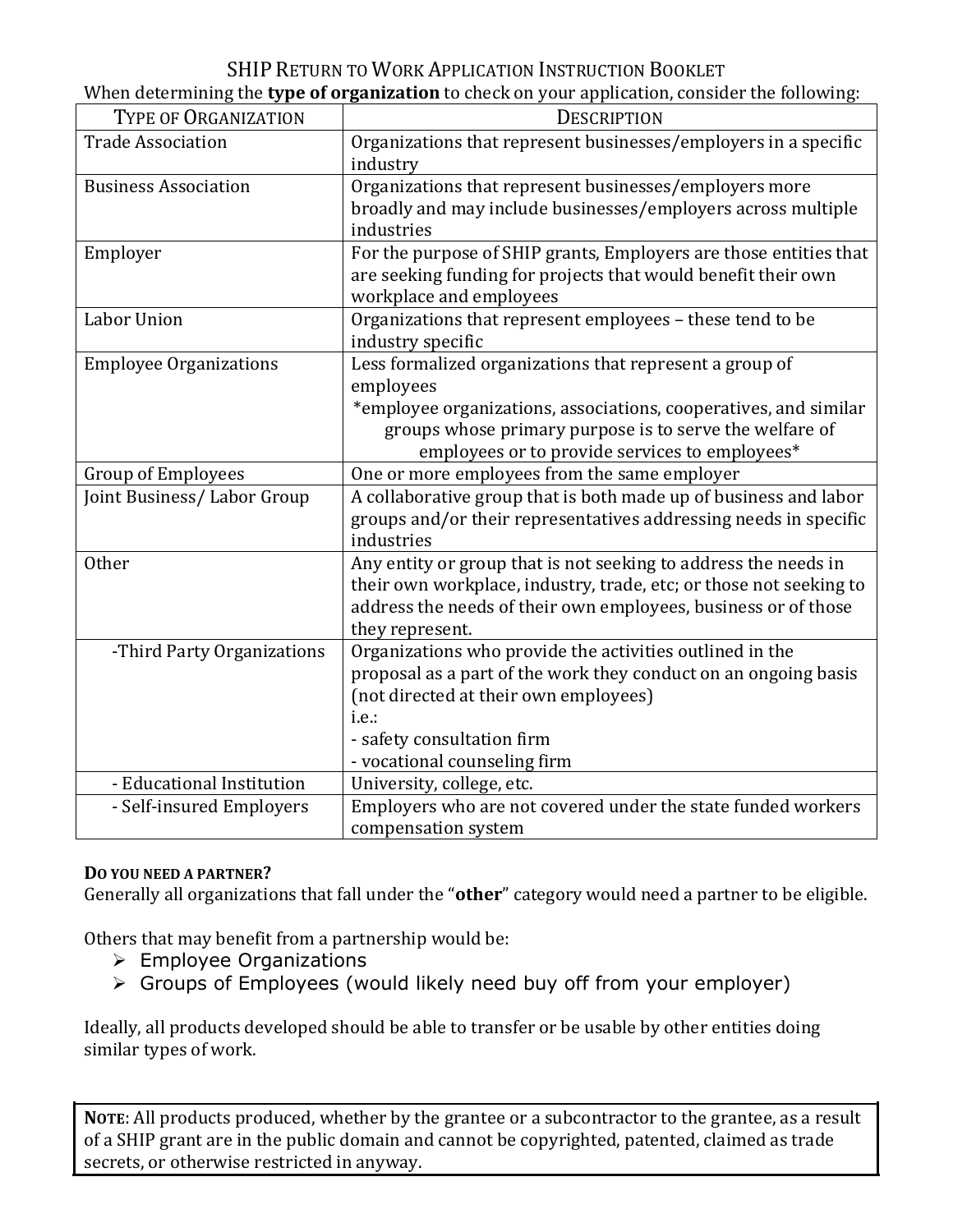# SHIP Return to Work Application Instruction Booklet

When determining the **type of organization** to check on your application, consider the following:

| Type of Organization | Description |
|---|---|
| Trade Association | Organizations that represent businesses/employers in a specific industry |
| Business Association | Organizations that represent businesses/employers more broadly and may include businesses/employers across multiple industries |
| Employer | For the purpose of SHIP grants, Employers are those entities that are seeking funding for projects that would benefit their own workplace and employees |
| Labor Union | Organizations that represent employees – these tend to be industry specific |
| Employee Organizations | Less formalized organizations that represent a group of employees<br>*employee organizations, associations, cooperatives, and similar groups whose primary purpose is to serve the welfare of employees or to provide services to employees* |
| Group of Employees | One or more employees from the same employer |
| Joint Business/ Labor Group | A collaborative group that is both made up of business and labor groups and/or their representatives addressing needs in specific industries |
| Other | Any entity or group that is not seeking to address the needs in their own workplace, industry, trade, etc; or those not seeking to address the needs of their own employees, business or of those they represent. |
| -Third Party Organizations | Organizations who provide the activities outlined in the proposal as a part of the work they conduct on an ongoing basis (not directed at their own employees)<br>i.e.:<br>- safety consultation firm<br>- vocational counseling firm |
| - Educational Institution | University, college, etc. |
| - Self-insured Employers | Employers who are not covered under the state funded workers compensation system |

**Do you need a partner?**

Generally all organizations that fall under the "**other**" category would need a partner to be eligible.

Others that may benefit from a partnership would be:

- Employee Organizations
- Groups of Employees (would likely need buy off from your employer)

Ideally, all products developed should be able to transfer or be usable by other entities doing similar types of work.

**Note**: All products produced, whether by the grantee or a subcontractor to the grantee, as a result of a SHIP grant are in the public domain and cannot be copyrighted, patented, claimed as trade secrets, or otherwise restricted in anyway.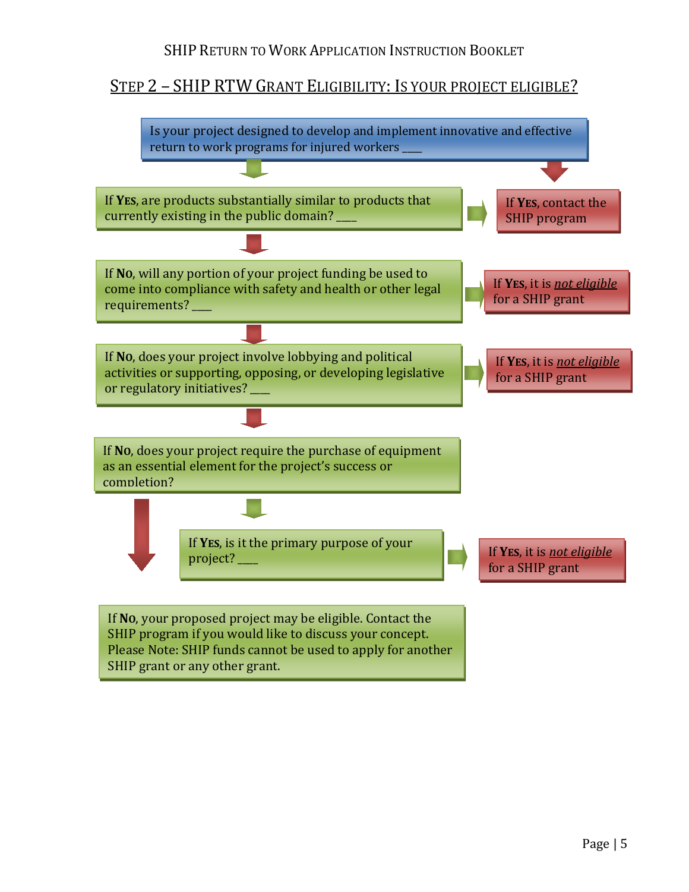## Step 2 – SHIP RTW Grant Eligibility: Is your project eligible?

Is your project designed to develop and implement innovative and effective return to work programs for injured workers ____

If **Yes**, are products substantially similar to products that currently existing in the public domain? ____

If **Yes**, contact the SHIP program

If **No**, will any portion of your project funding be used to come into compliance with safety and health or other legal requirements? ____

If **Yes**, it is ***not eligible*** for a SHIP grant

If **No**, does your project involve lobbying and political activities or supporting, opposing, or developing legislative or regulatory initiatives? ____

If **Yes**, it is ***not eligible*** for a SHIP grant

If **No**, does your project require the purchase of equipment as an essential element for the project's success or completion?

If **Yes**, is it the primary purpose of your project? ____

If **Yes**, it is ***not eligible*** for a SHIP grant

If **No**, your proposed project may be eligible. Contact the SHIP program if you would like to discuss your concept. Please Note: SHIP funds cannot be used to apply for another SHIP grant or any other grant.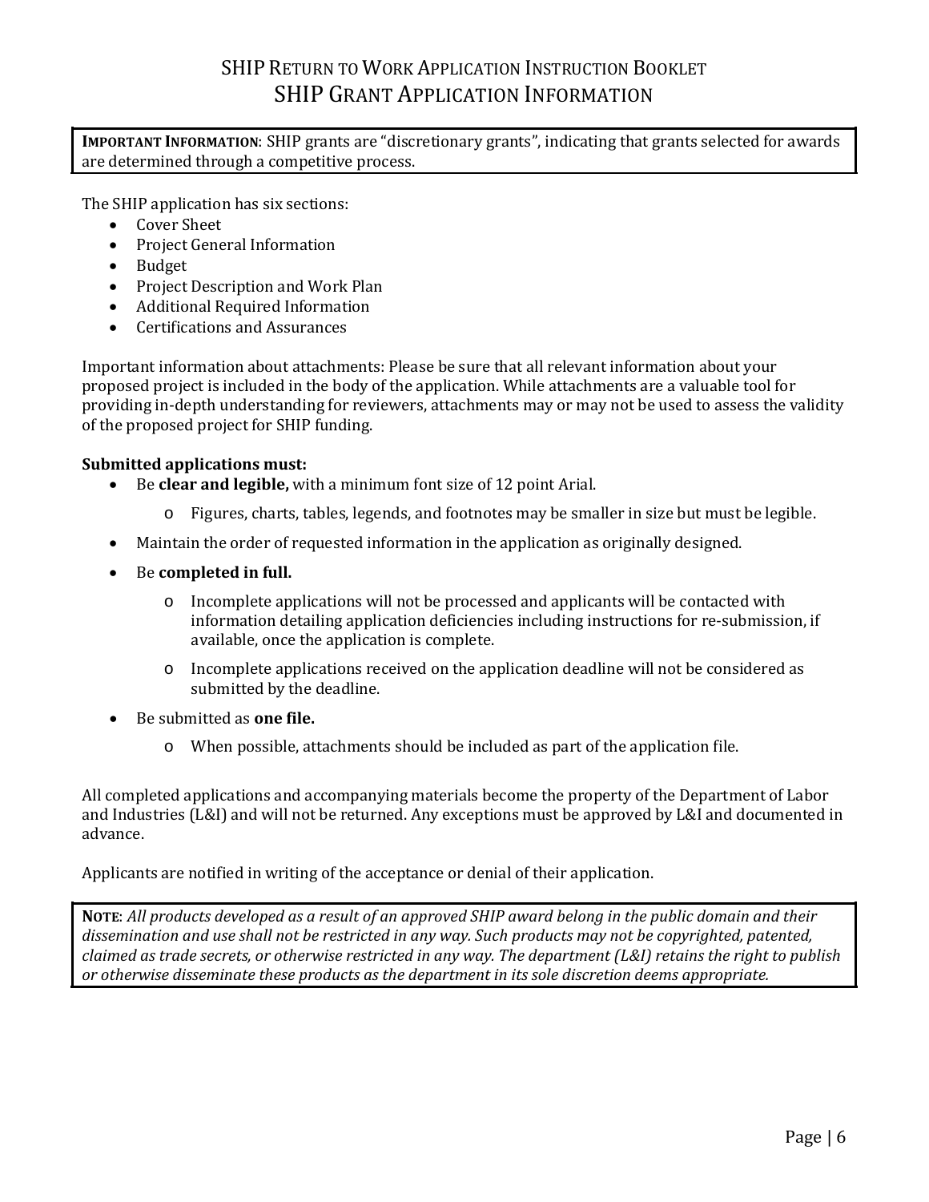# SHIP Return to Work Application Instruction Booklet

## SHIP Grant Application Information

**Important Information**: SHIP grants are "discretionary grants", indicating that grants selected for awards are determined through a competitive process.

The SHIP application has six sections:

- Cover Sheet
- Project General Information
- Budget
- Project Description and Work Plan
- Additional Required Information
- Certifications and Assurances

Important information about attachments: Please be sure that all relevant information about your proposed project is included in the body of the application. While attachments are a valuable tool for providing in-depth understanding for reviewers, attachments may or may not be used to assess the validity of the proposed project for SHIP funding.

**Submitted applications must:**

- Be **clear and legible,** with a minimum font size of 12 point Arial.
  - Figures, charts, tables, legends, and footnotes may be smaller in size but must be legible.
- Maintain the order of requested information in the application as originally designed.
- Be **completed in full.**
  - Incomplete applications will not be processed and applicants will be contacted with information detailing application deficiencies including instructions for re-submission, if available, once the application is complete.
  - Incomplete applications received on the application deadline will not be considered as submitted by the deadline.
- Be submitted as **one file.**
  - When possible, attachments should be included as part of the application file.

All completed applications and accompanying materials become the property of the Department of Labor and Industries (L&I) and will not be returned. Any exceptions must be approved by L&I and documented in advance.

Applicants are notified in writing of the acceptance or denial of their application.

**Note**: *All products developed as a result of an approved SHIP award belong in the public domain and their dissemination and use shall not be restricted in any way. Such products may not be copyrighted, patented, claimed as trade secrets, or otherwise restricted in any way. The department (L&I) retains the right to publish or otherwise disseminate these products as the department in its sole discretion deems appropriate.*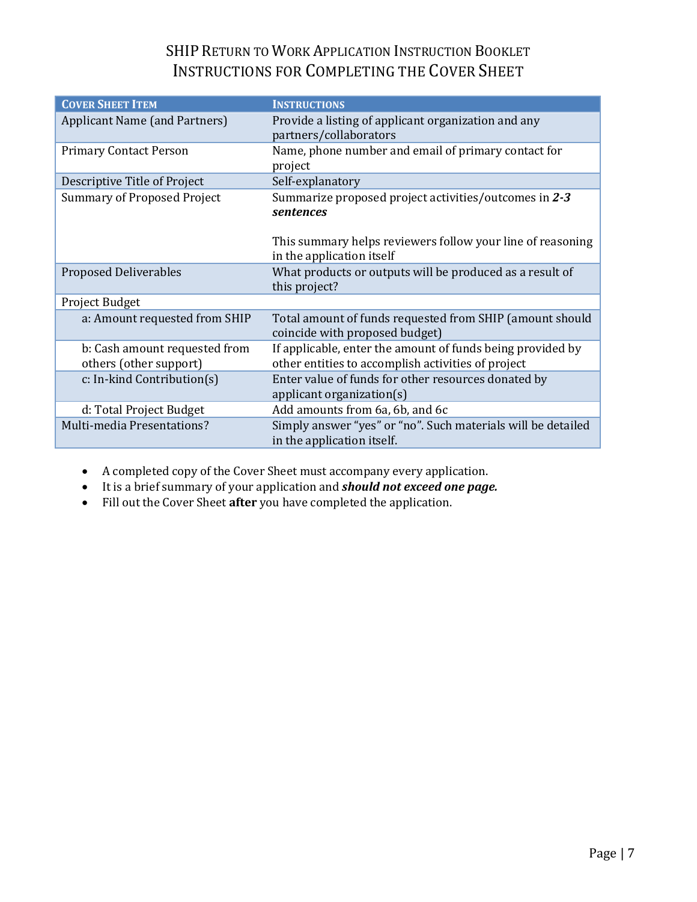# SHIP Return to Work Application Instruction Booklet
## Instructions for Completing the Cover Sheet

| Cover Sheet Item | Instructions |
| --- | --- |
| Applicant Name (and Partners) | Provide a listing of applicant organization and any partners/collaborators |
| Primary Contact Person | Name, phone number and email of primary contact for project |
| Descriptive Title of Project | Self-explanatory |
| Summary of Proposed Project | Summarize proposed project activities/outcomes in ***2-3 sentences***<br><br>This summary helps reviewers follow your line of reasoning in the application itself |
| Proposed Deliverables | What products or outputs will be produced as a result of this project? |
| Project Budget | |
| a: Amount requested from SHIP | Total amount of funds requested from SHIP (amount should coincide with proposed budget) |
| b: Cash amount requested from others (other support) | If applicable, enter the amount of funds being provided by other entities to accomplish activities of project |
| c: In-kind Contribution(s) | Enter value of funds for other resources donated by applicant organization(s) |
| d: Total Project Budget | Add amounts from 6a, 6b, and 6c |
| Multi-media Presentations? | Simply answer "yes" or "no". Such materials will be detailed in the application itself. |

- A completed copy of the Cover Sheet must accompany every application.
- It is a brief summary of your application and ***should not exceed one page.***
- Fill out the Cover Sheet **after** you have completed the application.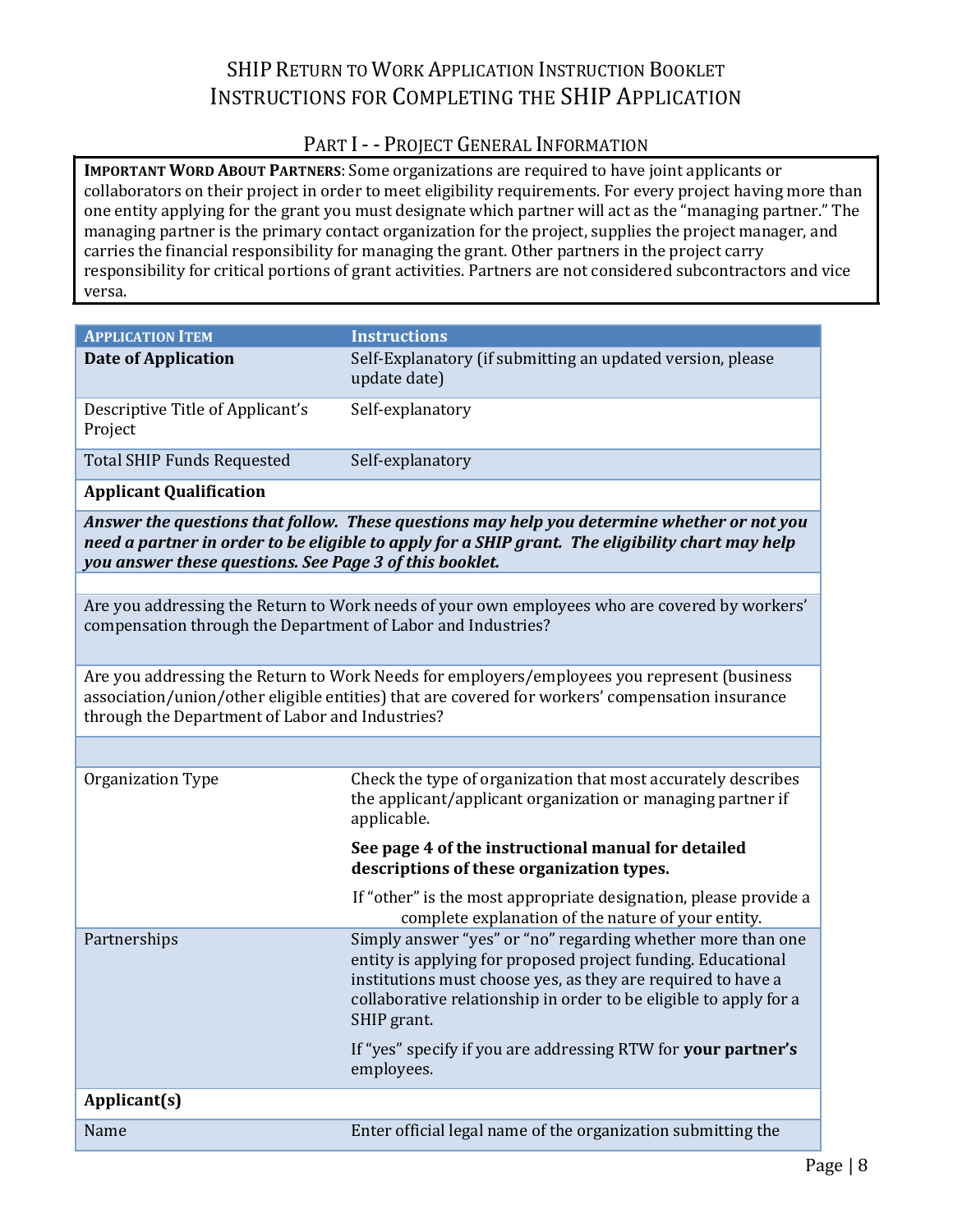# SHIP Return to Work Application Instruction Booklet
# Instructions for Completing the SHIP Application

## Part I - - Project General Information

**Important Word About Partners**: Some organizations are required to have joint applicants or collaborators on their project in order to meet eligibility requirements. For every project having more than one entity applying for the grant you must designate which partner will act as the "managing partner." The managing partner is the primary contact organization for the project, supplies the project manager, and carries the financial responsibility for managing the grant. Other partners in the project carry responsibility for critical portions of grant activities. Partners are not considered subcontractors and vice versa.

| Application Item | Instructions |
|---|---|
| **Date of Application** | Self-Explanatory (if submitting an updated version, please update date) |
| Descriptive Title of Applicant's Project | Self-explanatory |
| Total SHIP Funds Requested | Self-explanatory |
| **Applicant Qualification** | |
| ***Answer the questions that follow. These questions may help you determine whether or not you need a partner in order to be eligible to apply for a SHIP grant. The eligibility chart may help you answer these questions. See Page 3 of this booklet.*** | |
| | |
| Are you addressing the Return to Work needs of your own employees who are covered by workers' compensation through the Department of Labor and Industries? | |
| Are you addressing the Return to Work Needs for employers/employees you represent (business association/union/other eligible entities) that are covered for workers' compensation insurance through the Department of Labor and Industries? | |
| | |
| Organization Type | Check the type of organization that most accurately describes the applicant/applicant organization or managing partner if applicable.<br><br>**See page 4 of the instructional manual for detailed descriptions of these organization types.**<br><br>If "other" is the most appropriate designation, please provide a complete explanation of the nature of your entity. |
| Partnerships | Simply answer "yes" or "no" regarding whether more than one entity is applying for proposed project funding. Educational institutions must choose yes, as they are required to have a collaborative relationship in order to be eligible to apply for a SHIP grant.<br><br>If "yes" specify if you are addressing RTW for **your partner's** employees. |
| **Applicant(s)** | |
| Name | Enter official legal name of the organization submitting the |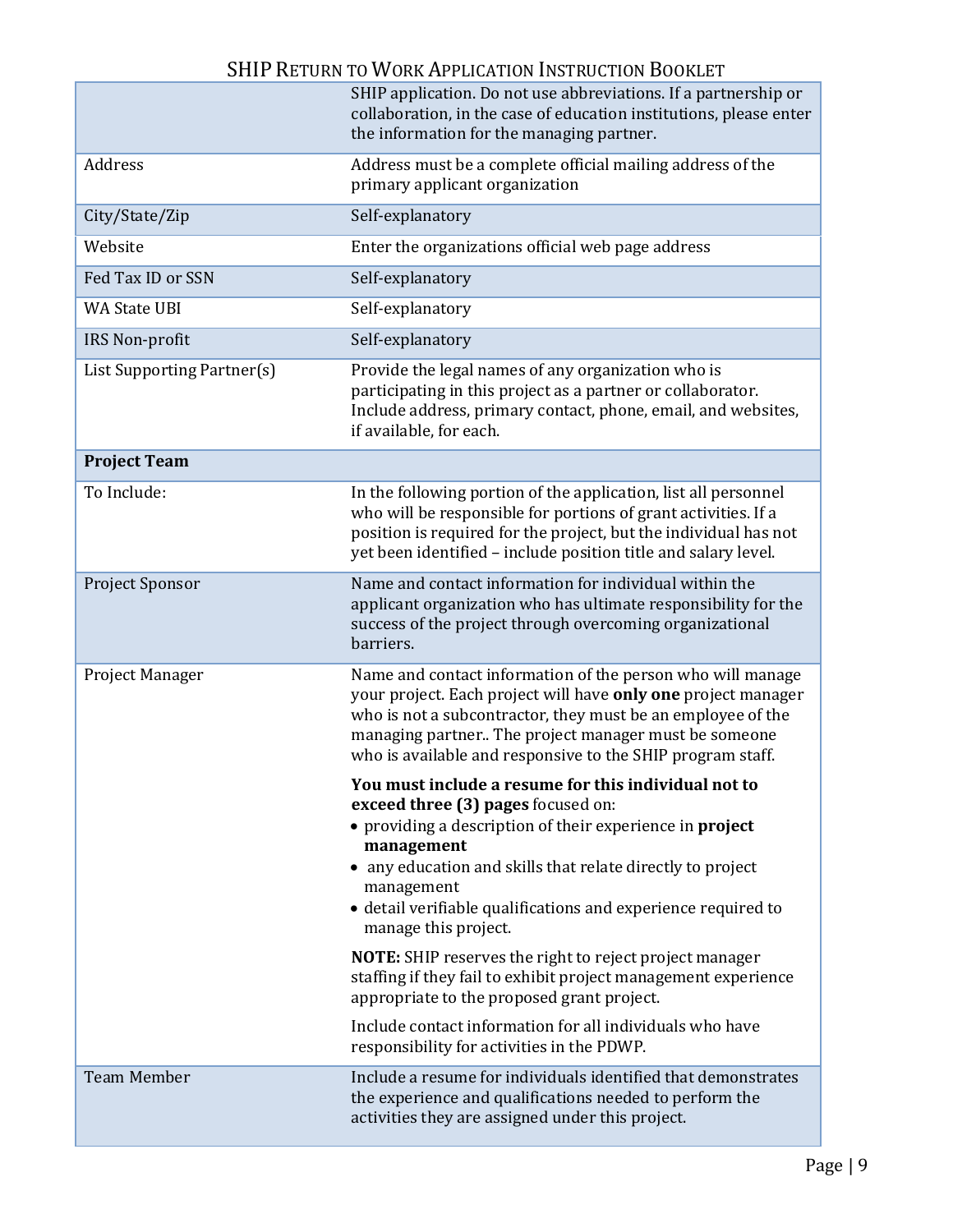| | |
|---|---|
| | SHIP application. Do not use abbreviations. If a partnership or collaboration, in the case of education institutions, please enter the information for the managing partner. |
| Address | Address must be a complete official mailing address of the primary applicant organization |
| City/State/Zip | Self-explanatory |
| Website | Enter the organizations official web page address |
| Fed Tax ID or SSN | Self-explanatory |
| WA State UBI | Self-explanatory |
| IRS Non-profit | Self-explanatory |
| List Supporting Partner(s) | Provide the legal names of any organization who is participating in this project as a partner or collaborator. Include address, primary contact, phone, email, and websites, if available, for each. |
| **Project Team** | |
| To Include: | In the following portion of the application, list all personnel who will be responsible for portions of grant activities. If a position is required for the project, but the individual has not yet been identified – include position title and salary level. |
| Project Sponsor | Name and contact information for individual within the applicant organization who has ultimate responsibility for the success of the project through overcoming organizational barriers. |
| Project Manager | Name and contact information of the person who will manage your project. Each project will have **only one** project manager who is not a subcontractor, they must be an employee of the managing partner.. The project manager must be someone who is available and responsive to the SHIP program staff.<br><br>**You must include a resume for this individual not to exceed three (3) pages** focused on:<br>• providing a description of their experience in **project management**<br>• any education and skills that relate directly to project management<br>• detail verifiable qualifications and experience required to manage this project.<br><br>**NOTE:** SHIP reserves the right to reject project manager staffing if they fail to exhibit project management experience appropriate to the proposed grant project.<br><br>Include contact information for all individuals who have responsibility for activities in the PDWP. |
| Team Member | Include a resume for individuals identified that demonstrates the experience and qualifications needed to perform the activities they are assigned under this project. |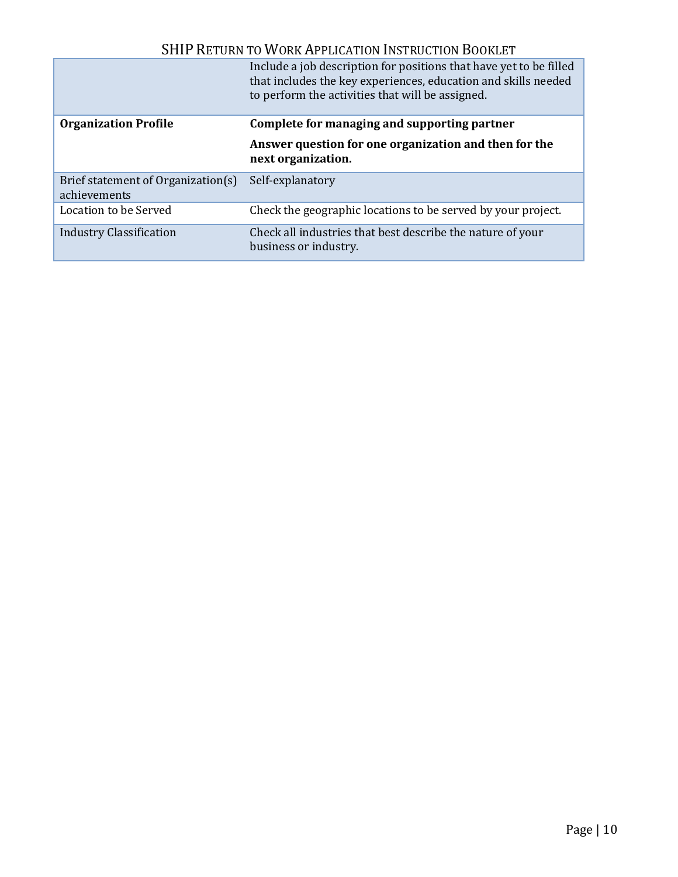|  |  |
|---|---|
|  | Include a job description for positions that have yet to be filled that includes the key experiences, education and skills needed to perform the activities that will be assigned. |
| **Organization Profile** | **Complete for managing and supporting partner**<br><br>**Answer question for one organization and then for the next organization.** |
| Brief statement of Organization(s) achievements | Self-explanatory |
| Location to be Served | Check the geographic locations to be served by your project. |
| Industry Classification | Check all industries that best describe the nature of your business or industry. |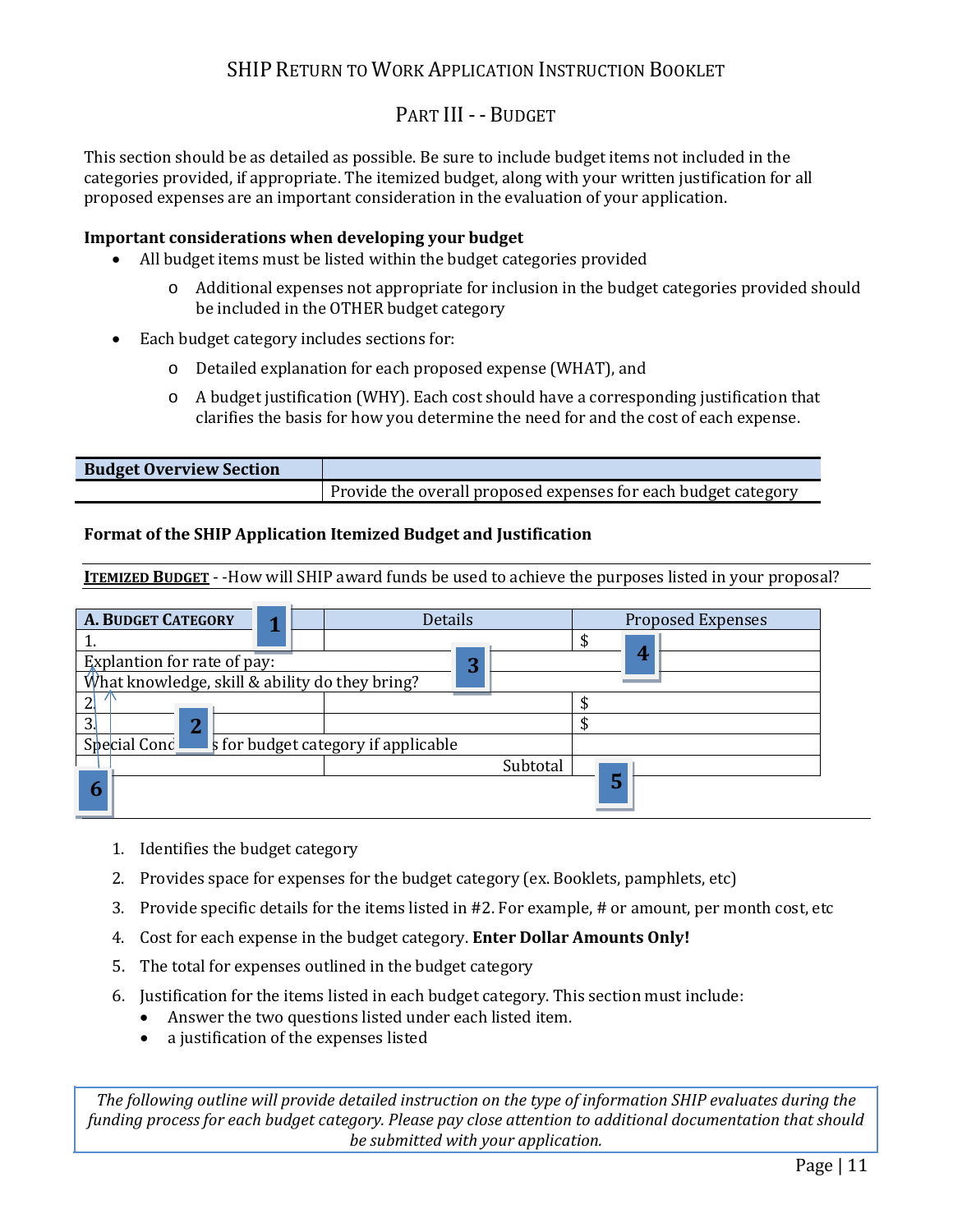## SHIP Return to Work Application Instruction Booklet

### Part III - - Budget

This section should be as detailed as possible. Be sure to include budget items not included in the categories provided, if appropriate. The itemized budget, along with your written justification for all proposed expenses are an important consideration in the evaluation of your application.

**Important considerations when developing your budget**

- All budget items must be listed within the budget categories provided
  - Additional expenses not appropriate for inclusion in the budget categories provided should be included in the OTHER budget category
- Each budget category includes sections for:
  - Detailed explanation for each proposed expense (WHAT), and
  - A budget justification (WHY). Each cost should have a corresponding justification that clarifies the basis for how you determine the need for and the cost of each expense.

| Budget Overview Section | |
|---|---|
| | Provide the overall proposed expenses for each budget category |

**Format of the SHIP Application Itemized Budget and Justification**

**Itemized Budget** - -How will SHIP award funds be used to achieve the purposes listed in your proposal?

| A. Budget Category 1 | Details | Proposed Expenses |
|---|---|---|
| 1. | | $ 4 |
| Explantion for rate of pay: 3 | | |
| What knowledge, skill & ability do they bring? | | |
| 2. | | $ |
| 3. 2 | | $ |
| Special Concerns for budget category if applicable | | |
| 6 | Subtotal | 5 |

1. Identifies the budget category
2. Provides space for expenses for the budget category (ex. Booklets, pamphlets, etc)
3. Provide specific details for the items listed in #2. For example, # or amount, per month cost, etc
4. Cost for each expense in the budget category. **Enter Dollar Amounts Only!**
5. The total for expenses outlined in the budget category
6. Justification for the items listed in each budget category. This section must include:
   - Answer the two questions listed under each listed item.
   - a justification of the expenses listed

*The following outline will provide detailed instruction on the type of information SHIP evaluates during the funding process for each budget category. Please pay close attention to additional documentation that should be submitted with your application.*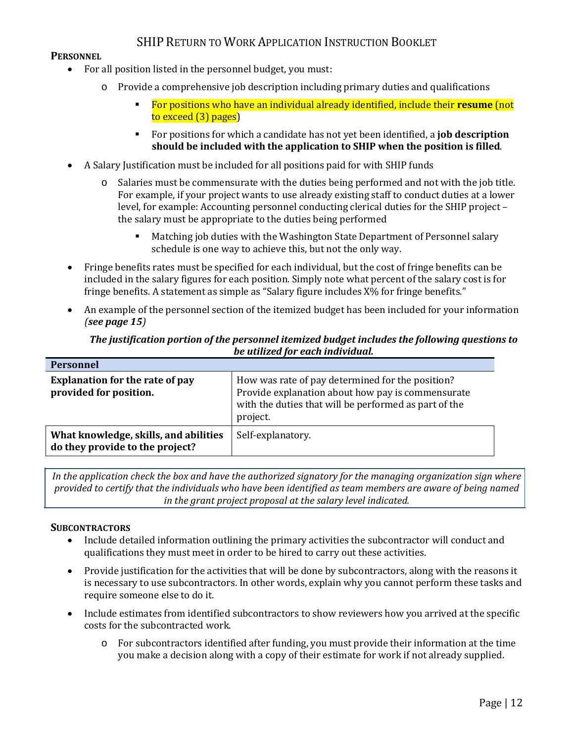## PERSONNEL

- For all position listed in the personnel budget, you must:
  - Provide a comprehensive job description including primary duties and qualifications
    - For positions who have an individual already identified, include their **resume** (not to exceed (3) pages)
    - For positions for which a candidate has not yet been identified, a **job description should be included with the application to SHIP when the position is filled**.
- A Salary Justification must be included for all positions paid for with SHIP funds
  - Salaries must be commensurate with the duties being performed and not with the job title. For example, if your project wants to use already existing staff to conduct duties at a lower level, for example: Accounting personnel conducting clerical duties for the SHIP project – the salary must be appropriate to the duties being performed
    - Matching job duties with the Washington State Department of Personnel salary schedule is one way to achieve this, but not the only way.
- Fringe benefits rates must be specified for each individual, but the cost of fringe benefits can be included in the salary figures for each position. Simply note what percent of the salary cost is for fringe benefits. A statement as simple as "Salary figure includes X% for fringe benefits."
- An example of the personnel section of the itemized budget has been included for your information *(**see page 15**)*

***The justification portion of the personnel itemized budget includes the following questions to be utilized for each individual.***

| Personnel | |
|---|---|
| **Explanation for the rate of pay provided for position.** | How was rate of pay determined for the position? Provide explanation about how pay is commensurate with the duties that will be performed as part of the project. |
| **What knowledge, skills, and abilities do they provide to the project?** | Self-explanatory. |

*In the application check the box and have the authorized signatory for the managing organization sign where provided to certify that the individuals who have been identified as team members are aware of being named in the grant project proposal at the salary level indicated.*

## SUBCONTRACTORS

- Include detailed information outlining the primary activities the subcontractor will conduct and qualifications they must meet in order to be hired to carry out these activities.
- Provide justification for the activities that will be done by subcontractors, along with the reasons it is necessary to use subcontractors. In other words, explain why you cannot perform these tasks and require someone else to do it.
- Include estimates from identified subcontractors to show reviewers how you arrived at the specific costs for the subcontracted work.
  - For subcontractors identified after funding, you must provide their information at the time you make a decision along with a copy of their estimate for work if not already supplied.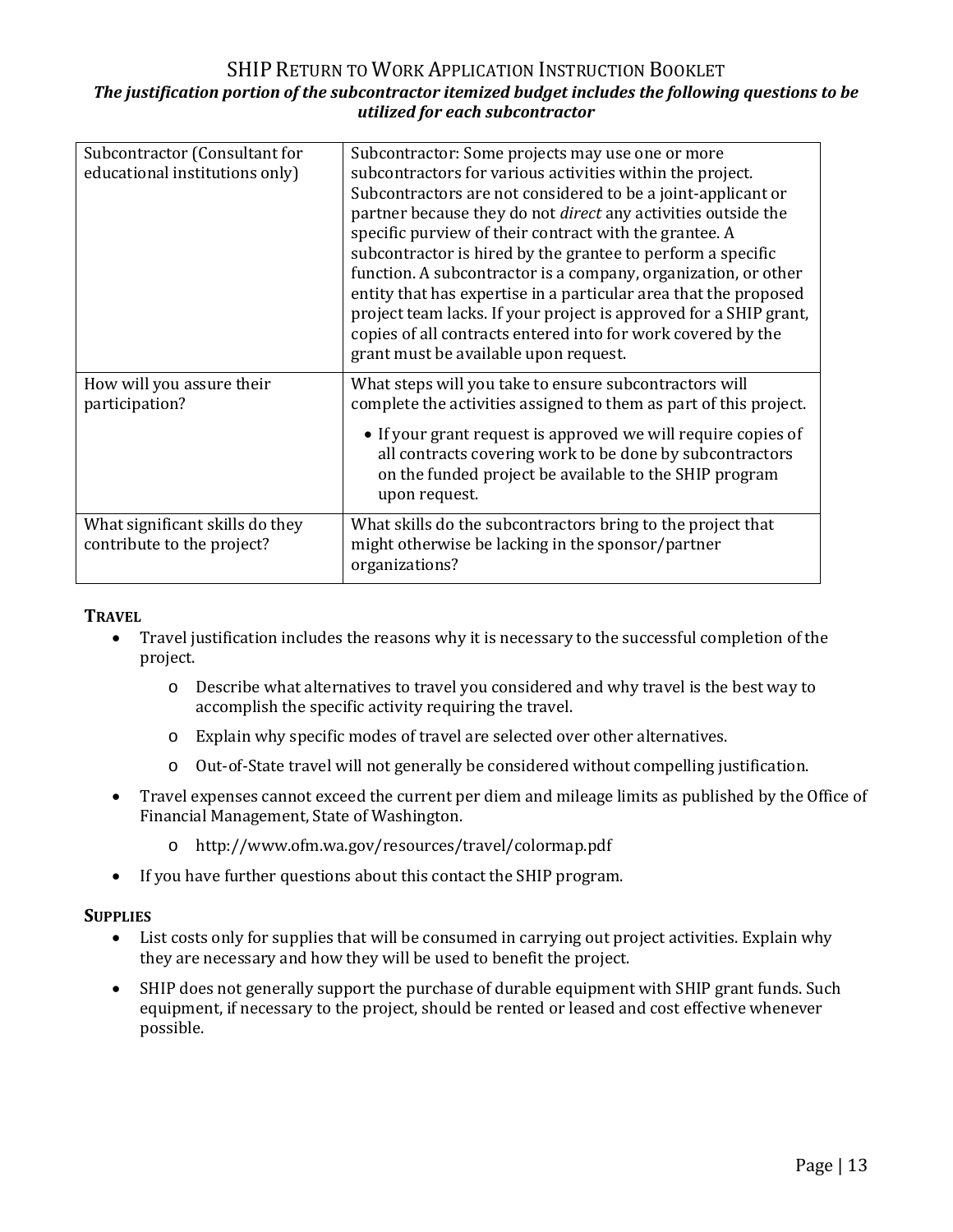*The justification portion of the subcontractor itemized budget includes the following questions to be utilized for each subcontractor*

| | |
|---|---|
| Subcontractor (Consultant for educational institutions only) | Subcontractor: Some projects may use one or more subcontractors for various activities within the project. Subcontractors are not considered to be a joint-applicant or partner because they do not *direct* any activities outside the specific purview of their contract with the grantee. A subcontractor is hired by the grantee to perform a specific function. A subcontractor is a company, organization, or other entity that has expertise in a particular area that the proposed project team lacks. If your project is approved for a SHIP grant, copies of all contracts entered into for work covered by the grant must be available upon request. |
| How will you assure their participation? | What steps will you take to ensure subcontractors will complete the activities assigned to them as part of this project. • If your grant request is approved we will require copies of all contracts covering work to be done by subcontractors on the funded project be available to the SHIP program upon request. |
| What significant skills do they contribute to the project? | What skills do the subcontractors bring to the project that might otherwise be lacking in the sponsor/partner organizations? |

**TRAVEL**

- Travel justification includes the reasons why it is necessary to the successful completion of the project.
  - Describe what alternatives to travel you considered and why travel is the best way to accomplish the specific activity requiring the travel.
  - Explain why specific modes of travel are selected over other alternatives.
  - Out-of-State travel will not generally be considered without compelling justification.
- Travel expenses cannot exceed the current per diem and mileage limits as published by the Office of Financial Management, State of Washington.
  - http://www.ofm.wa.gov/resources/travel/colormap.pdf
- If you have further questions about this contact the SHIP program.

**SUPPLIES**

- List costs only for supplies that will be consumed in carrying out project activities. Explain why they are necessary and how they will be used to benefit the project.
- SHIP does not generally support the purchase of durable equipment with SHIP grant funds. Such equipment, if necessary to the project, should be rented or leased and cost effective whenever possible.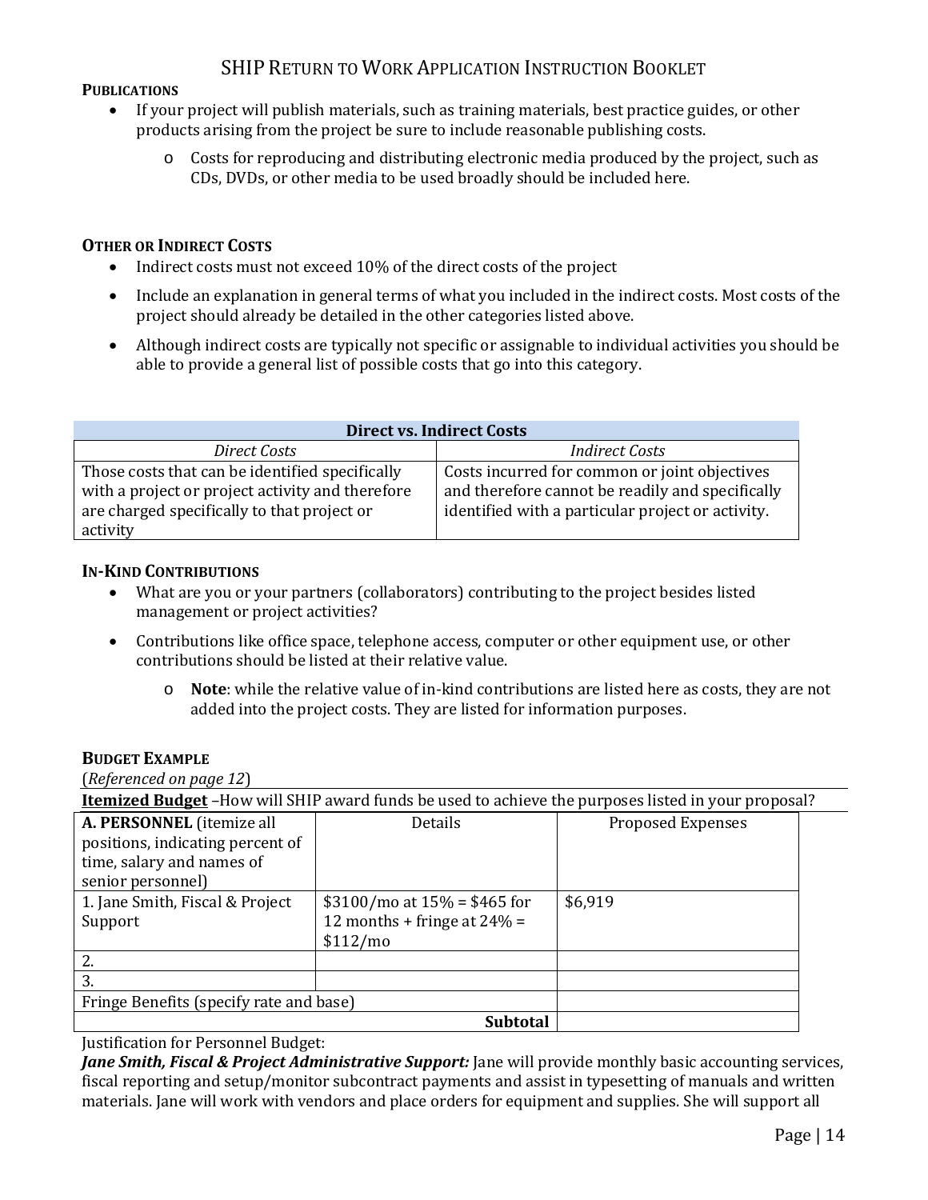### Publications

- If your project will publish materials, such as training materials, best practice guides, or other products arising from the project be sure to include reasonable publishing costs.
  - Costs for reproducing and distributing electronic media produced by the project, such as CDs, DVDs, or other media to be used broadly should be included here.

### Other or Indirect Costs

- Indirect costs must not exceed 10% of the direct costs of the project
- Include an explanation in general terms of what you included in the indirect costs. Most costs of the project should already be detailed in the other categories listed above.
- Although indirect costs are typically not specific or assignable to individual activities you should be able to provide a general list of possible costs that go into this category.

| **Direct vs. Indirect Costs** | |
|---|---|
| *Direct Costs* | *Indirect Costs* |
| Those costs that can be identified specifically with a project or project activity and therefore are charged specifically to that project or activity | Costs incurred for common or joint objectives and therefore cannot be readily and specifically identified with a particular project or activity. |

### In-Kind Contributions

- What are you or your partners (collaborators) contributing to the project besides listed management or project activities?
- Contributions like office space, telephone access, computer or other equipment use, or other contributions should be listed at their relative value.
  - **Note**: while the relative value of in-kind contributions are listed here as costs, they are not added into the project costs. They are listed for information purposes.

### Budget Example

(*Referenced on page 12*)

**Itemized Budget** –How will SHIP award funds be used to achieve the purposes listed in your proposal?

| **A. PERSONNEL** (itemize all positions, indicating percent of time, salary and names of senior personnel) | Details | Proposed Expenses |
|---|---|---|
| 1. Jane Smith, Fiscal & Project Support | $3100/mo at 15% = $465 for 12 months + fringe at 24% = $112/mo | $6,919 |
| 2. | | |
| 3. | | |
| Fringe Benefits (specify rate and base) | | |
| | **Subtotal** | |

Justification for Personnel Budget:

***Jane Smith, Fiscal & Project Administrative Support:*** Jane will provide monthly basic accounting services, fiscal reporting and setup/monitor subcontract payments and assist in typesetting of manuals and written materials. Jane will work with vendors and place orders for equipment and supplies. She will support all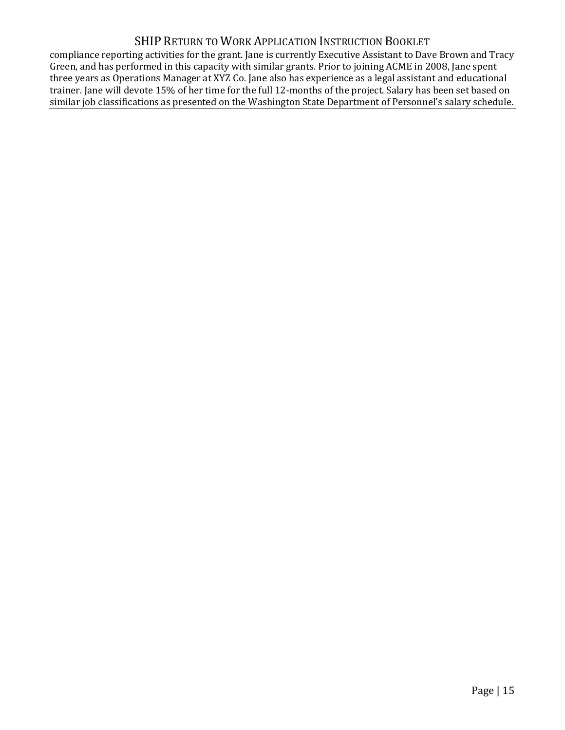compliance reporting activities for the grant. Jane is currently Executive Assistant to Dave Brown and Tracy Green, and has performed in this capacity with similar grants. Prior to joining ACME in 2008, Jane spent three years as Operations Manager at XYZ Co. Jane also has experience as a legal assistant and educational trainer. Jane will devote 15% of her time for the full 12-months of the project. Salary has been set based on similar job classifications as presented on the Washington State Department of Personnel's salary schedule.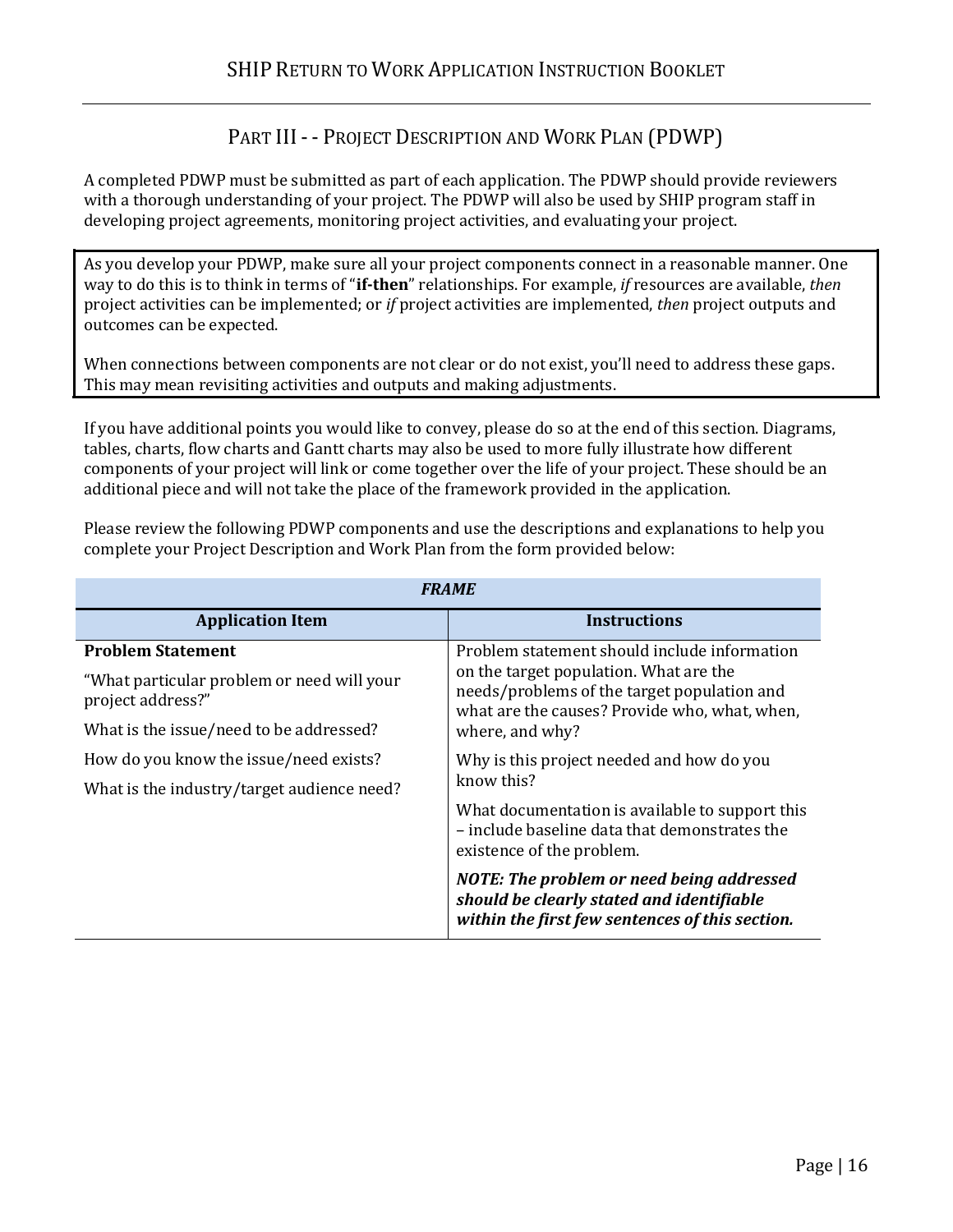## PART III - - PROJECT DESCRIPTION AND WORK PLAN (PDWP)

A completed PDWP must be submitted as part of each application. The PDWP should provide reviewers with a thorough understanding of your project. The PDWP will also be used by SHIP program staff in developing project agreements, monitoring project activities, and evaluating your project.

> As you develop your PDWP, make sure all your project components connect in a reasonable manner. One way to do this is to think in terms of "**if-then**" relationships. For example, *if* resources are available, *then* project activities can be implemented; or *if* project activities are implemented, *then* project outputs and outcomes can be expected.
>
> When connections between components are not clear or do not exist, you'll need to address these gaps. This may mean revisiting activities and outputs and making adjustments.

If you have additional points you would like to convey, please do so at the end of this section. Diagrams, tables, charts, flow charts and Gantt charts may also be used to more fully illustrate how different components of your project will link or come together over the life of your project. These should be an additional piece and will not take the place of the framework provided in the application.

Please review the following PDWP components and use the descriptions and explanations to help you complete your Project Description and Work Plan from the form provided below:

| ***FRAME*** | |
|---|---|
| **Application Item** | **Instructions** |
| **Problem Statement**<br><br>"What particular problem or need will your project address?"<br><br>What is the issue/need to be addressed?<br><br>How do you know the issue/need exists?<br><br>What is the industry/target audience need? | Problem statement should include information on the target population. What are the needs/problems of the target population and what are the causes? Provide who, what, when, where, and why?<br><br>Why is this project needed and how do you know this?<br><br>What documentation is available to support this – include baseline data that demonstrates the existence of the problem.<br><br>***NOTE: The problem or need being addressed should be clearly stated and identifiable within the first few sentences of this section.*** |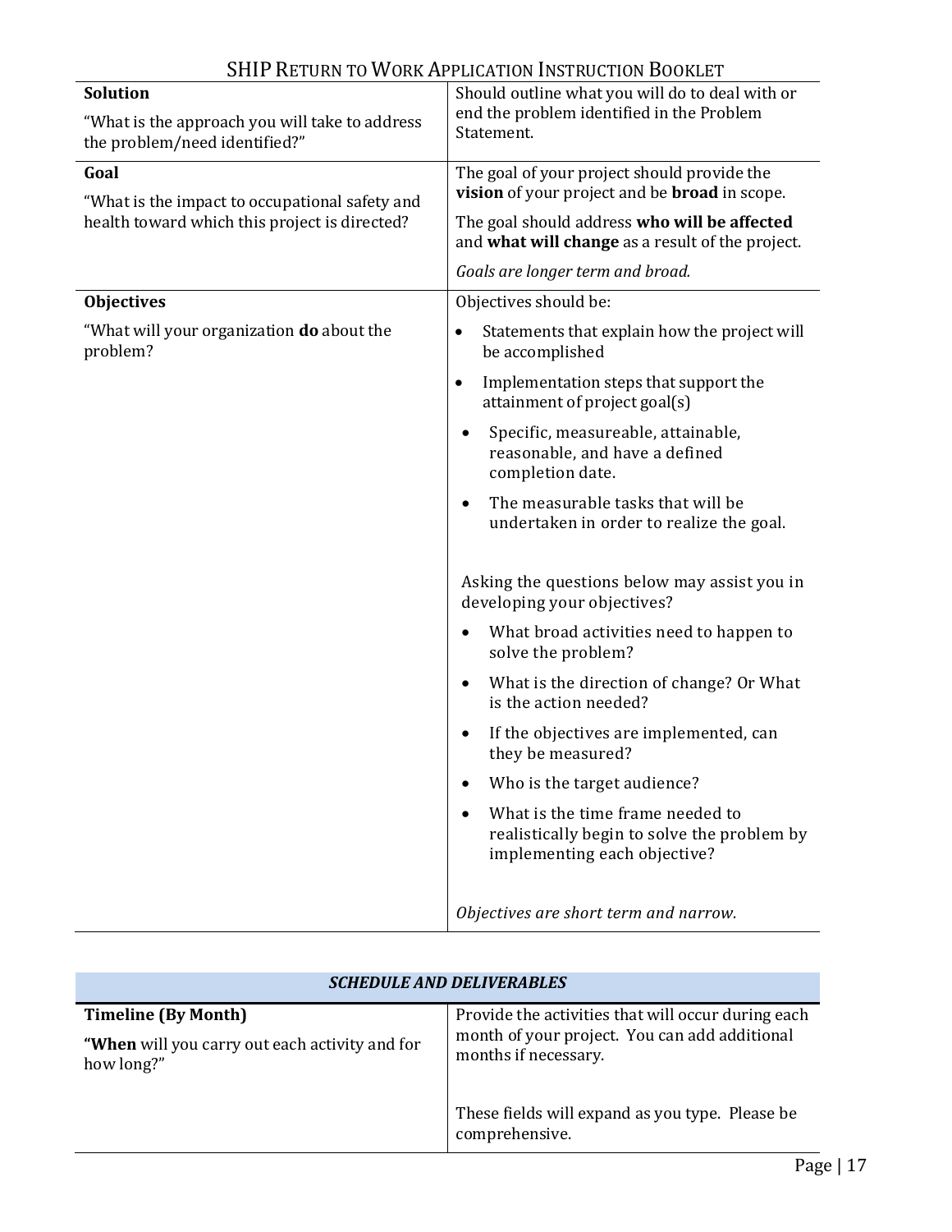| | |
|---|---|
| **Solution**<br><br>"What is the approach you will take to address the problem/need identified?" | Should outline what you will do to deal with or end the problem identified in the Problem Statement. |
| **Goal**<br><br>"What is the impact to occupational safety and health toward which this project is directed? | The goal of your project should provide the **vision** of your project and be **broad** in scope.<br><br>The goal should address **who will be affected** and **what will change** as a result of the project.<br><br>*Goals are longer term and broad.* |
| **Objectives**<br><br>"What will your organization **do** about the problem? | Objectives should be:<br><br>• Statements that explain how the project will be accomplished<br>• Implementation steps that support the attainment of project goal(s)<br>• Specific, measureable, attainable, reasonable, and have a defined completion date.<br>• The measurable tasks that will be undertaken in order to realize the goal.<br><br>Asking the questions below may assist you in developing your objectives?<br><br>• What broad activities need to happen to solve the problem?<br>• What is the direction of change? Or What is the action needed?<br>• If the objectives are implemented, can they be measured?<br>• Who is the target audience?<br>• What is the time frame needed to realistically begin to solve the problem by implementing each objective?<br><br>*Objectives are short term and narrow.* |

| ***SCHEDULE AND DELIVERABLES*** | |
|---|---|
| **Timeline (By Month)**<br><br>"**When** will you carry out each activity and for how long?" | Provide the activities that will occur during each month of your project. You can add additional months if necessary.<br><br>These fields will expand as you type. Please be comprehensive. |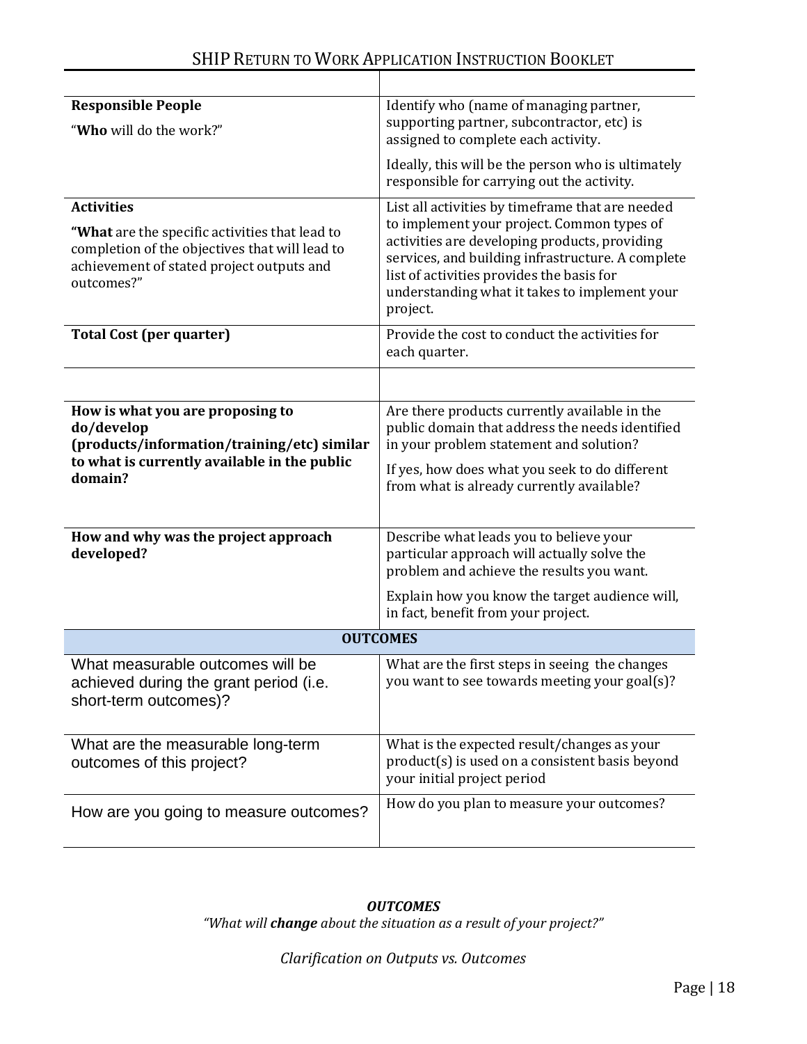| | |
|---|---|
| **Responsible People**<br>"**Who** will do the work?" | Identify who (name of managing partner, supporting partner, subcontractor, etc) is assigned to complete each activity.<br>Ideally, this will be the person who is ultimately responsible for carrying out the activity. |
| **Activities**<br>**"What** are the specific activities that lead to completion of the objectives that will lead to achievement of stated project outputs and outcomes?" | List all activities by timeframe that are needed to implement your project. Common types of activities are developing products, providing services, and building infrastructure. A complete list of activities provides the basis for understanding what it takes to implement your project. |
| **Total Cost (per quarter)** | Provide the cost to conduct the activities for each quarter. |
| | |
| **How is what you are proposing to do/develop (products/information/training/etc) similar to what is currently available in the public domain?** | Are there products currently available in the public domain that address the needs identified in your problem statement and solution?<br>If yes, how does what you seek to do different from what is already currently available? |
| **How and why was the project approach developed?** | Describe what leads you to believe your particular approach will actually solve the problem and achieve the results you want.<br>Explain how you know the target audience will, in fact, benefit from your project. |
| **OUTCOMES** | |
| What measurable outcomes will be achieved during the grant period (i.e. short-term outcomes)? | What are the first steps in seeing the changes you want to see towards meeting your goal(s)? |
| What are the measurable long-term outcomes of this project? | What is the expected result/changes as your product(s) is used on a consistent basis beyond your initial project period |
| How are you going to measure outcomes? | How do you plan to measure your outcomes? |

***OUTCOMES***

*"What will **change** about the situation as a result of your project?"*

*Clarification on Outputs vs. Outcomes*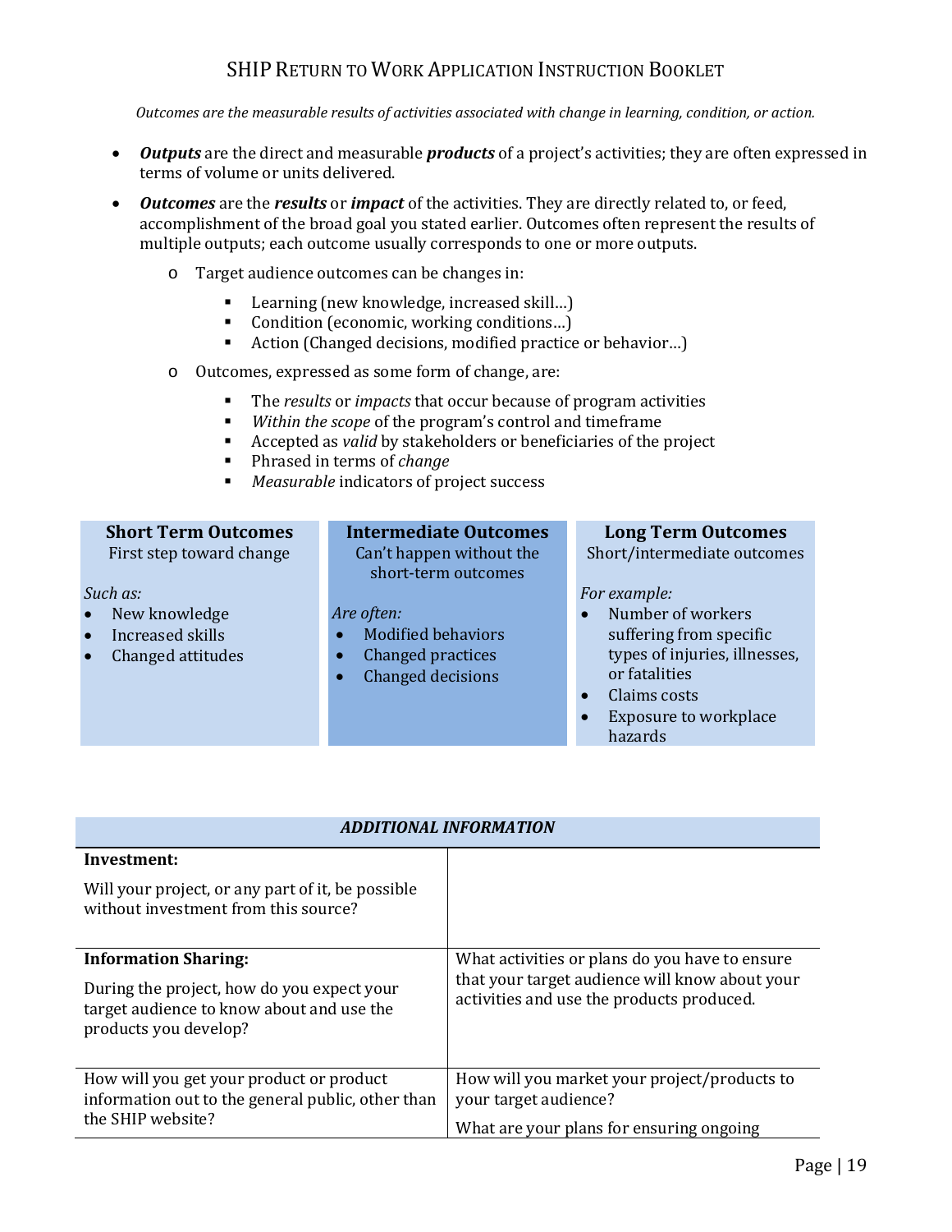*Outcomes are the measurable results of activities associated with change in learning, condition, or action.*

- ***Outputs*** are the direct and measurable ***products*** of a project's activities; they are often expressed in terms of volume or units delivered.
- ***Outcomes*** are the ***results*** or ***impact*** of the activities. They are directly related to, or feed, accomplishment of the broad goal you stated earlier. Outcomes often represent the results of multiple outputs; each outcome usually corresponds to one or more outputs.
  - Target audience outcomes can be changes in:
    - Learning (new knowledge, increased skill…)
    - Condition (economic, working conditions…)
    - Action (Changed decisions, modified practice or behavior…)
  - Outcomes, expressed as some form of change, are:
    - The *results* or *impacts* that occur because of program activities
    - *Within the scope* of the program's control and timeframe
    - Accepted as *valid* by stakeholders or beneficiaries of the project
    - Phrased in terms of *change*
    - *Measurable* indicators of project success

| **Short Term Outcomes** | **Intermediate Outcomes** | **Long Term Outcomes** |
|---|---|---|
| First step toward change<br><br>*Such as:*<br>• New knowledge<br>• Increased skills<br>• Changed attitudes | Can't happen without the short-term outcomes<br><br>*Are often:*<br>• Modified behaviors<br>• Changed practices<br>• Changed decisions | Short/intermediate outcomes<br><br>*For example:*<br>• Number of workers suffering from specific types of injuries, illnesses, or fatalities<br>• Claims costs<br>• Exposure to workplace hazards |

| ***ADDITIONAL INFORMATION*** | |
|---|---|
| **Investment:**<br><br>Will your project, or any part of it, be possible without investment from this source? | |
| **Information Sharing:**<br><br>During the project, how do you expect your target audience to know about and use the products you develop? | What activities or plans do you have to ensure that your target audience will know about your activities and use the products produced. |
| How will you get your product or product information out to the general public, other than the SHIP website? | How will you market your project/products to your target audience?<br><br>What are your plans for ensuring ongoing |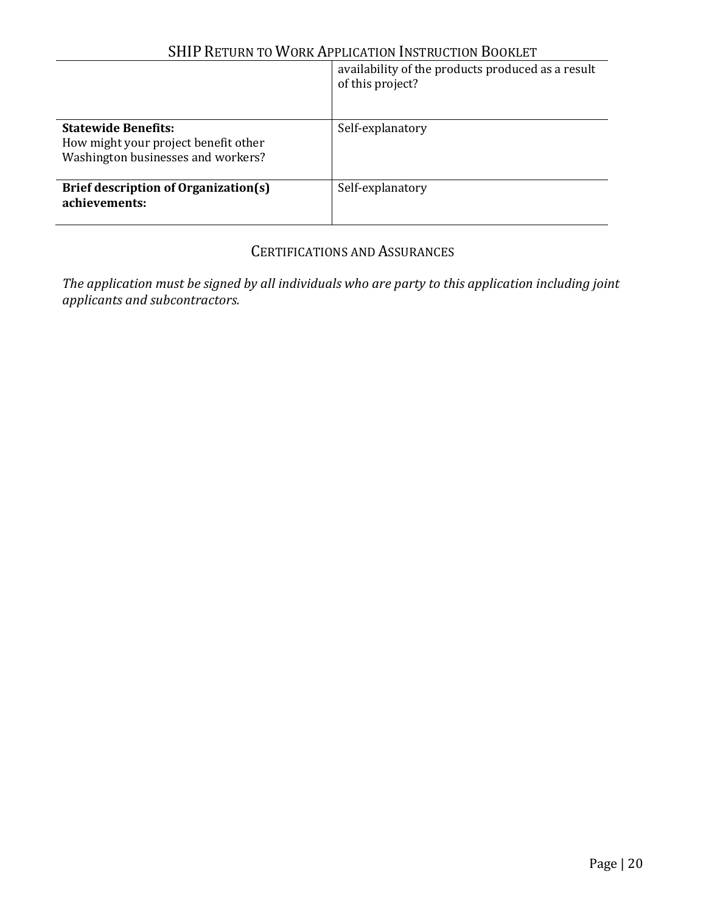| | |
|---|---|
| | availability of the products produced as a result of this project? |
| **Statewide Benefits:** How might your project benefit other Washington businesses and workers? | Self-explanatory |
| **Brief description of Organization(s) achievements:** | Self-explanatory |

## Certifications and Assurances

*The application must be signed by all individuals who are party to this application including joint applicants and subcontractors.*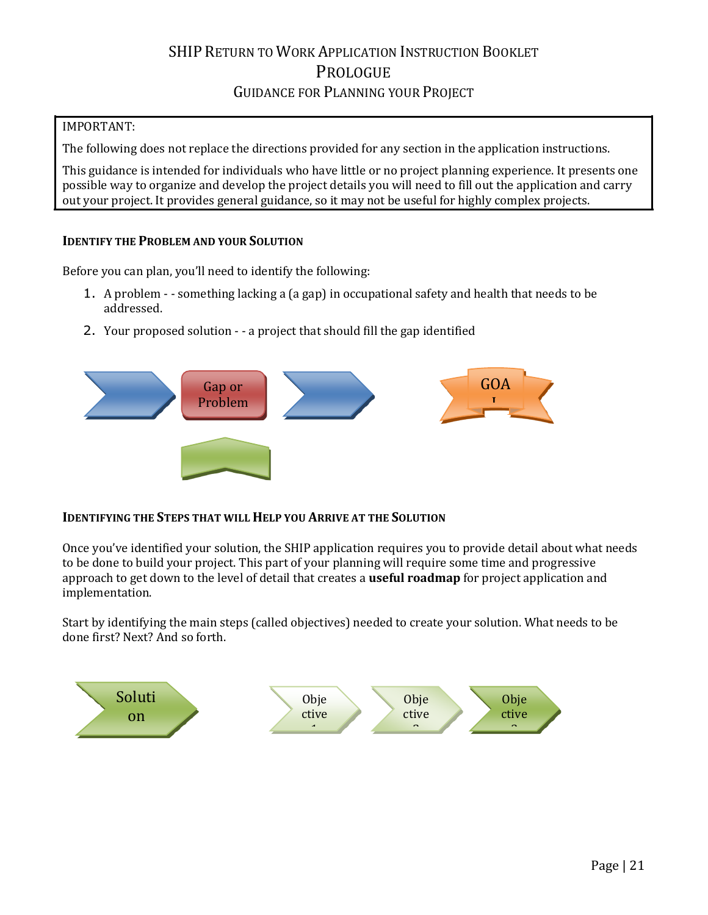# SHIP Return to Work Application Instruction Booklet
## Prologue
### Guidance for Planning your Project

IMPORTANT:

The following does not replace the directions provided for any section in the application instructions.

This guidance is intended for individuals who have little or no project planning experience. It presents one possible way to organize and develop the project details you will need to fill out the application and carry out your project. It provides general guidance, so it may not be useful for highly complex projects.

**Identify the Problem and your Solution**

Before you can plan, you'll need to identify the following:

1. A problem - - something lacking a (a gap) in occupational safety and health that needs to be addressed.
2. Your proposed solution - - a project that should fill the gap identified

Gap or Problem

GOAL

**Identifying the Steps that will Help you Arrive at the Solution**

Once you've identified your solution, the SHIP application requires you to provide detail about what needs to be done to build your project. This part of your planning will require some time and progressive approach to get down to the level of detail that creates a **useful roadmap** for project application and implementation.

Start by identifying the main steps (called objectives) needed to create your solution. What needs to be done first? Next? And so forth.

Solution

Objective 1 | Objective 2 | Objective 3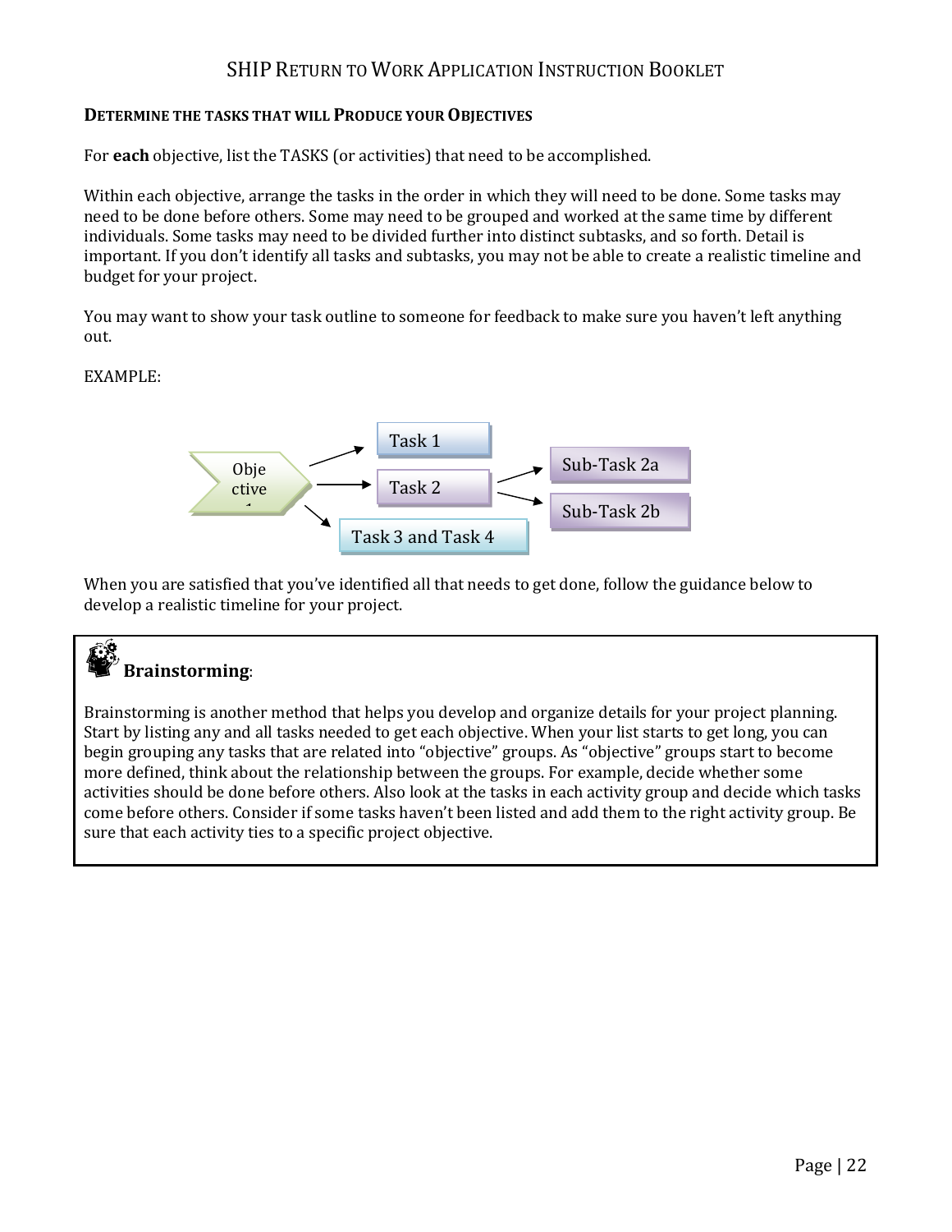### DETERMINE THE TASKS THAT WILL PRODUCE YOUR OBJECTIVES

For **each** objective, list the TASKS (or activities) that need to be accomplished.

Within each objective, arrange the tasks in the order in which they will need to be done. Some tasks may need to be done before others. Some may need to be grouped and worked at the same time by different individuals. Some tasks may need to be divided further into distinct subtasks, and so forth. Detail is important. If you don't identify all tasks and subtasks, you may not be able to create a realistic timeline and budget for your project.

You may want to show your task outline to someone for feedback to make sure you haven't left anything out.

EXAMPLE:

Objective 1

Task 1

Task 2

Sub-Task 2a

Sub-Task 2b

Task 3 and Task 4

When you are satisfied that you've identified all that needs to get done, follow the guidance below to develop a realistic timeline for your project.

**Brainstorming**:

Brainstorming is another method that helps you develop and organize details for your project planning. Start by listing any and all tasks needed to get each objective. When your list starts to get long, you can begin grouping any tasks that are related into "objective" groups. As "objective" groups start to become more defined, think about the relationship between the groups. For example, decide whether some activities should be done before others. Also look at the tasks in each activity group and decide which tasks come before others. Consider if some tasks haven't been listed and add them to the right activity group. Be sure that each activity ties to a specific project objective.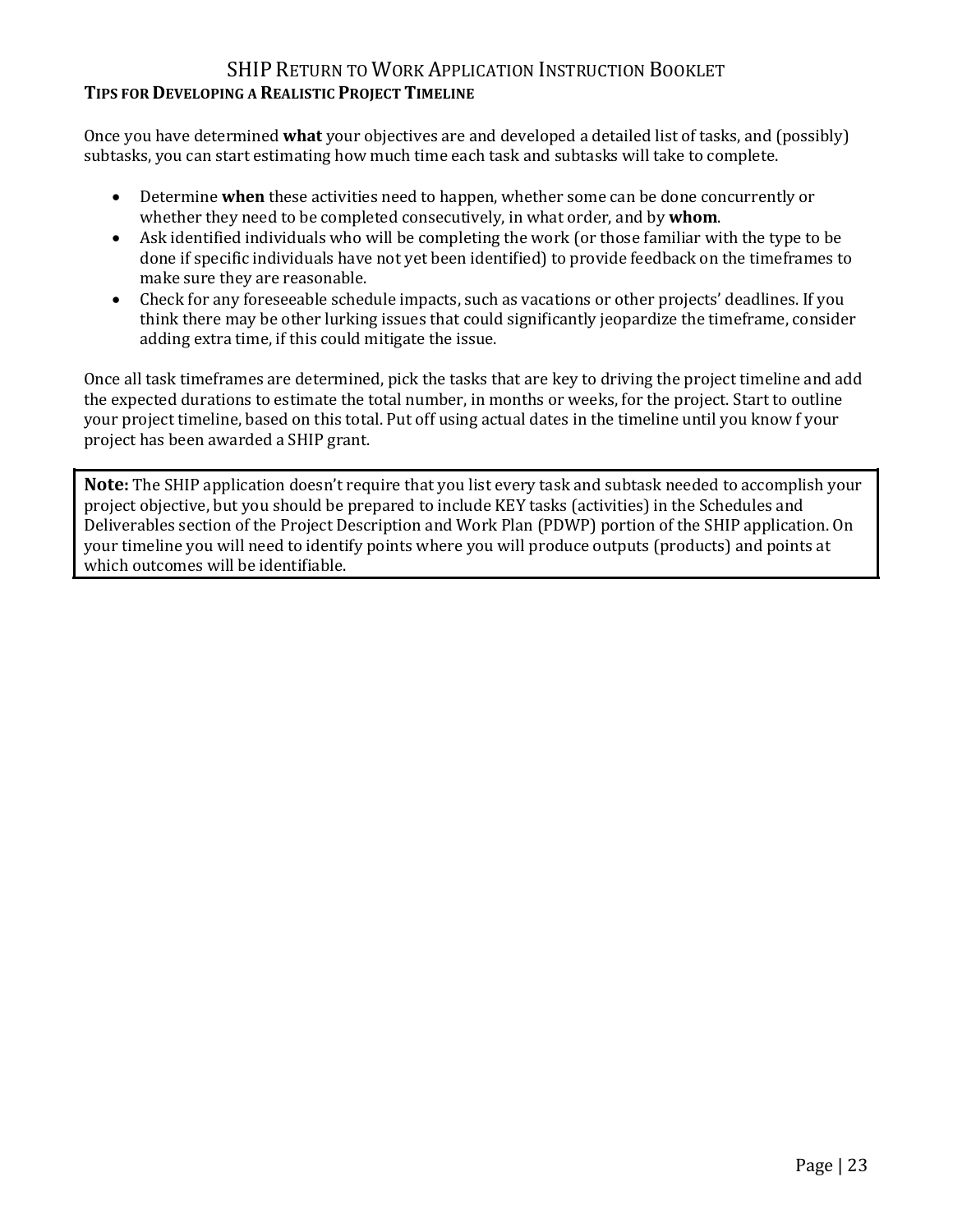## Tips for Developing a Realistic Project Timeline

Once you have determined **what** your objectives are and developed a detailed list of tasks, and (possibly) subtasks, you can start estimating how much time each task and subtasks will take to complete.

- Determine **when** these activities need to happen, whether some can be done concurrently or whether they need to be completed consecutively, in what order, and by **whom**.
- Ask identified individuals who will be completing the work (or those familiar with the type to be done if specific individuals have not yet been identified) to provide feedback on the timeframes to make sure they are reasonable.
- Check for any foreseeable schedule impacts, such as vacations or other projects' deadlines. If you think there may be other lurking issues that could significantly jeopardize the timeframe, consider adding extra time, if this could mitigate the issue.

Once all task timeframes are determined, pick the tasks that are key to driving the project timeline and add the expected durations to estimate the total number, in months or weeks, for the project. Start to outline your project timeline, based on this total. Put off using actual dates in the timeline until you know f your project has been awarded a SHIP grant.

> **Note:** The SHIP application doesn't require that you list every task and subtask needed to accomplish your project objective, but you should be prepared to include KEY tasks (activities) in the Schedules and Deliverables section of the Project Description and Work Plan (PDWP) portion of the SHIP application. On your timeline you will need to identify points where you will produce outputs (products) and points at which outcomes will be identifiable.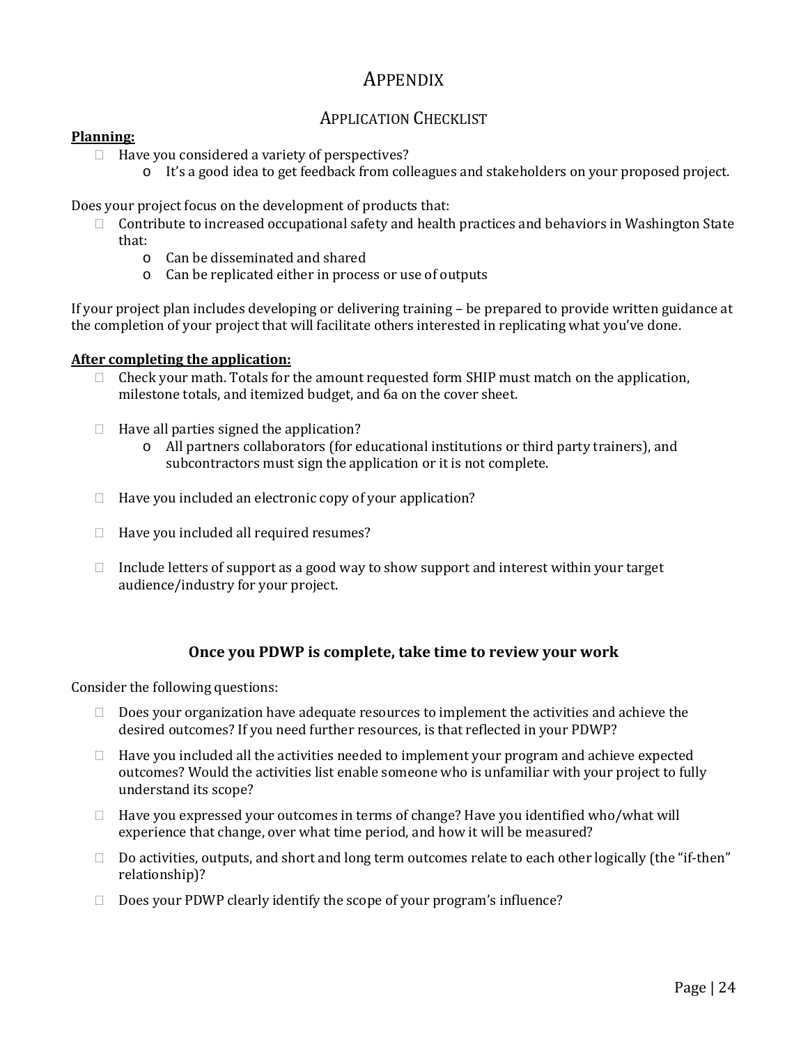# APPENDIX

## APPLICATION CHECKLIST

**Planning:**

- ☐ Have you considered a variety of perspectives?
  - It's a good idea to get feedback from colleagues and stakeholders on your proposed project.

Does your project focus on the development of products that:

- ☐ Contribute to increased occupational safety and health practices and behaviors in Washington State that:
  - Can be disseminated and shared
  - Can be replicated either in process or use of outputs

If your project plan includes developing or delivering training – be prepared to provide written guidance at the completion of your project that will facilitate others interested in replicating what you've done.

**After completing the application:**

- ☐ Check your math. Totals for the amount requested form SHIP must match on the application, milestone totals, and itemized budget, and 6a on the cover sheet.
- ☐ Have all parties signed the application?
  - All partners collaborators (for educational institutions or third party trainers), and subcontractors must sign the application or it is not complete.
- ☐ Have you included an electronic copy of your application?
- ☐ Have you included all required resumes?
- ☐ Include letters of support as a good way to show support and interest within your target audience/industry for your project.

### Once you PDWP is complete, take time to review your work

Consider the following questions:

- ☐ Does your organization have adequate resources to implement the activities and achieve the desired outcomes? If you need further resources, is that reflected in your PDWP?
- ☐ Have you included all the activities needed to implement your program and achieve expected outcomes? Would the activities list enable someone who is unfamiliar with your project to fully understand its scope?
- ☐ Have you expressed your outcomes in terms of change? Have you identified who/what will experience that change, over what time period, and how it will be measured?
- ☐ Do activities, outputs, and short and long term outcomes relate to each other logically (the "if-then" relationship)?
- ☐ Does your PDWP clearly identify the scope of your program's influence?